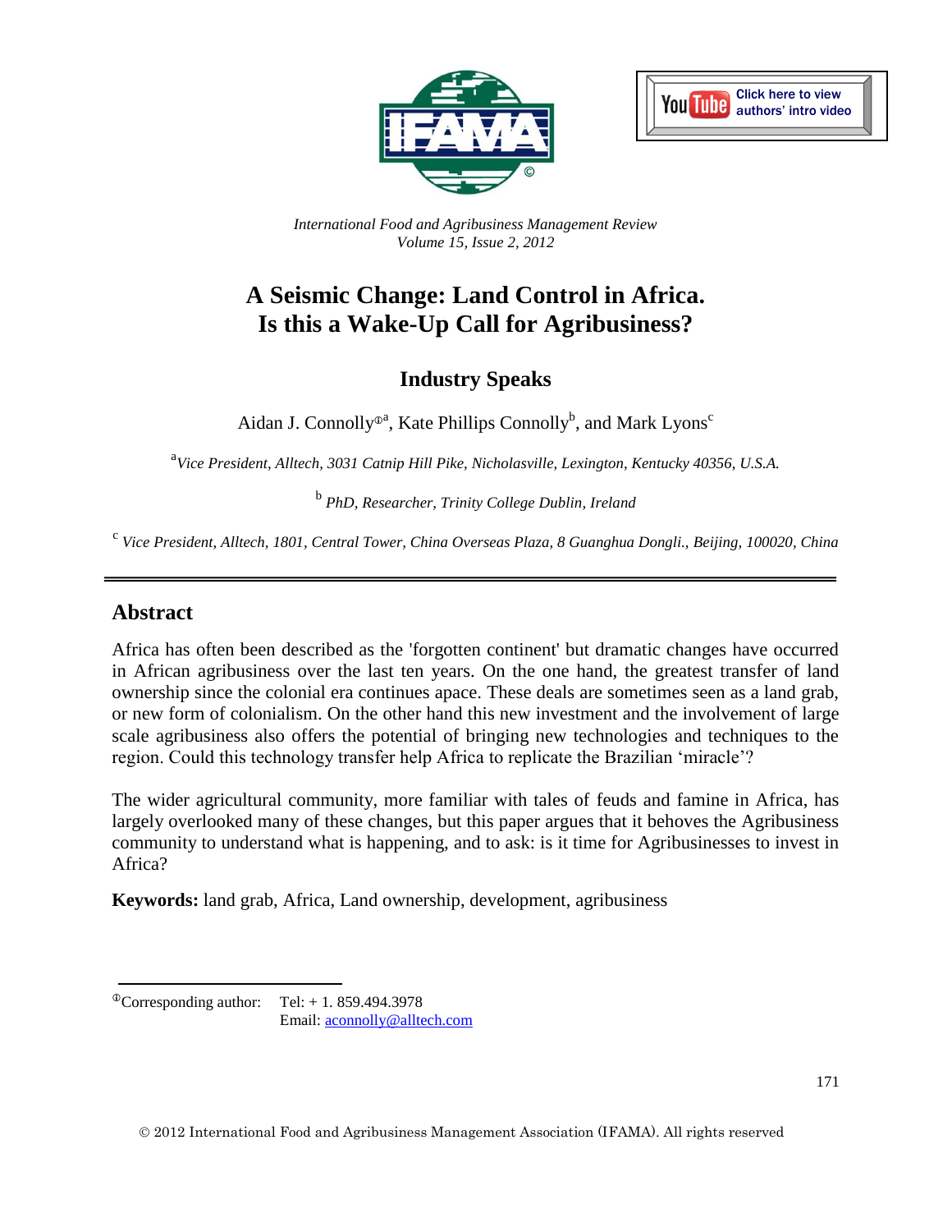International Food and Agribusiness Management Review
Volume 15, Issue 2, 2012

# A Seismic Change: Land Control in Africa. Is this a Wake-Up Call for Agribusiness?

## Industry Speaks

Aidan J. Connolly[ⓘa], Kate Phillips Connolly[b], and Mark Lyons[c]

[a] *Vice President, Alltech, 3031 Catnip Hill Pike, Nicholasville, Lexington, Kentucky 40356, U.S.A.*

[b] *PhD, Researcher, Trinity College Dublin, Ireland*

[c] *Vice President, Alltech, 1801, Central Tower, China Overseas Plaza, 8 Guanghua Dongli., Beijing, 100020, China*

---

## Abstract

Africa has often been described as the 'forgotten continent' but dramatic changes have occurred in African agribusiness over the last ten years. On the one hand, the greatest transfer of land ownership since the colonial era continues apace. These deals are sometimes seen as a land grab, or new form of colonialism. On the other hand this new investment and the involvement of large scale agribusiness also offers the potential of bringing new technologies and techniques to the region. Could this technology transfer help Africa to replicate the Brazilian 'miracle'?

The wider agricultural community, more familiar with tales of feuds and famine in Africa, has largely overlooked many of these changes, but this paper argues that it behoves the Agribusiness community to understand what is happening, and to ask: is it time for Agribusinesses to invest in Africa?

**Keywords:** land grab, Africa, Land ownership, development, agribusiness

---

[ⓘ]Corresponding author: Tel: + 1. 859.494.3978
Email: aconnolly@alltech.com

© 2012 International Food and Agribusiness Management Association (IFAMA). All rights reserved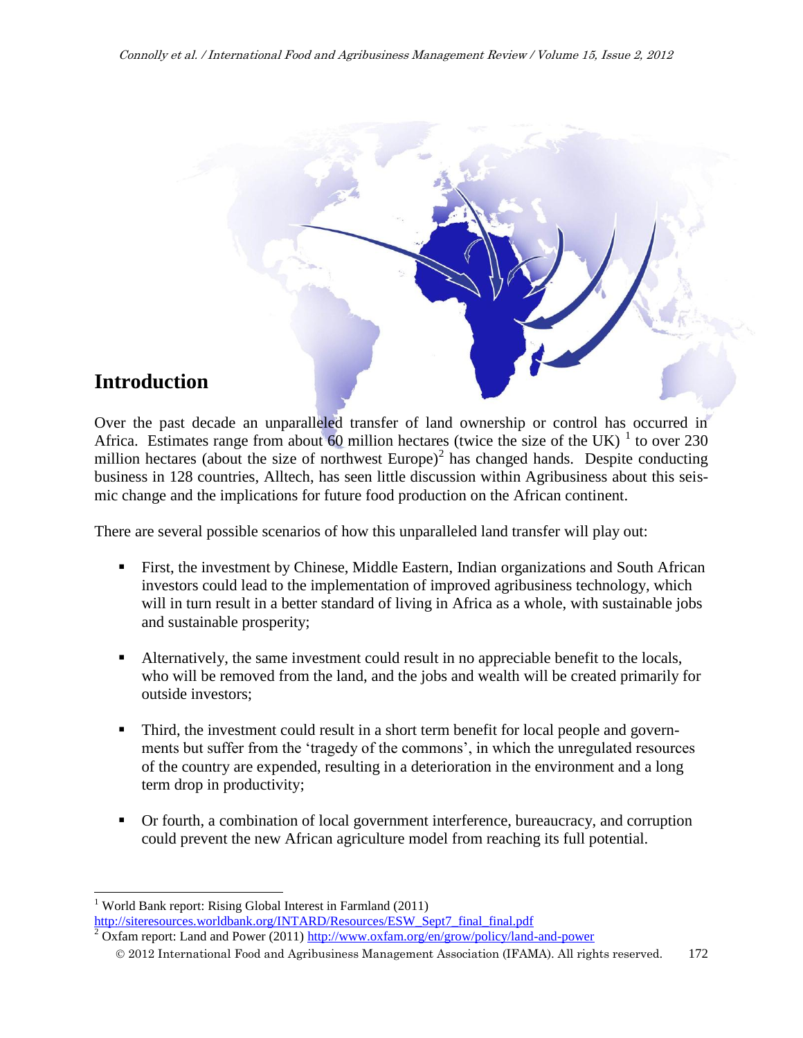## Introduction

Over the past decade an unparalleled transfer of land ownership or control has occurred in Africa. Estimates range from about 60 million hectares (twice the size of the UK) [1] to over 230 million hectares (about the size of northwest Europe)[2] has changed hands. Despite conducting business in 128 countries, Alltech, has seen little discussion within Agribusiness about this seismic change and the implications for future food production on the African continent.

There are several possible scenarios of how this unparalleled land transfer will play out:

- First, the investment by Chinese, Middle Eastern, Indian organizations and South African investors could lead to the implementation of improved agribusiness technology, which will in turn result in a better standard of living in Africa as a whole, with sustainable jobs and sustainable prosperity;
- Alternatively, the same investment could result in no appreciable benefit to the locals, who will be removed from the land, and the jobs and wealth will be created primarily for outside investors;
- Third, the investment could result in a short term benefit for local people and governments but suffer from the 'tragedy of the commons', in which the unregulated resources of the country are expended, resulting in a deterioration in the environment and a long term drop in productivity;
- Or fourth, a combination of local government interference, bureaucracy, and corruption could prevent the new African agriculture model from reaching its full potential.

---

[1] World Bank report: Rising Global Interest in Farmland (2011) http://siteresources.worldbank.org/INTARD/Resources/ESW_Sept7_final_final.pdf

[2] Oxfam report: Land and Power (2011) http://www.oxfam.org/en/grow/policy/land-and-power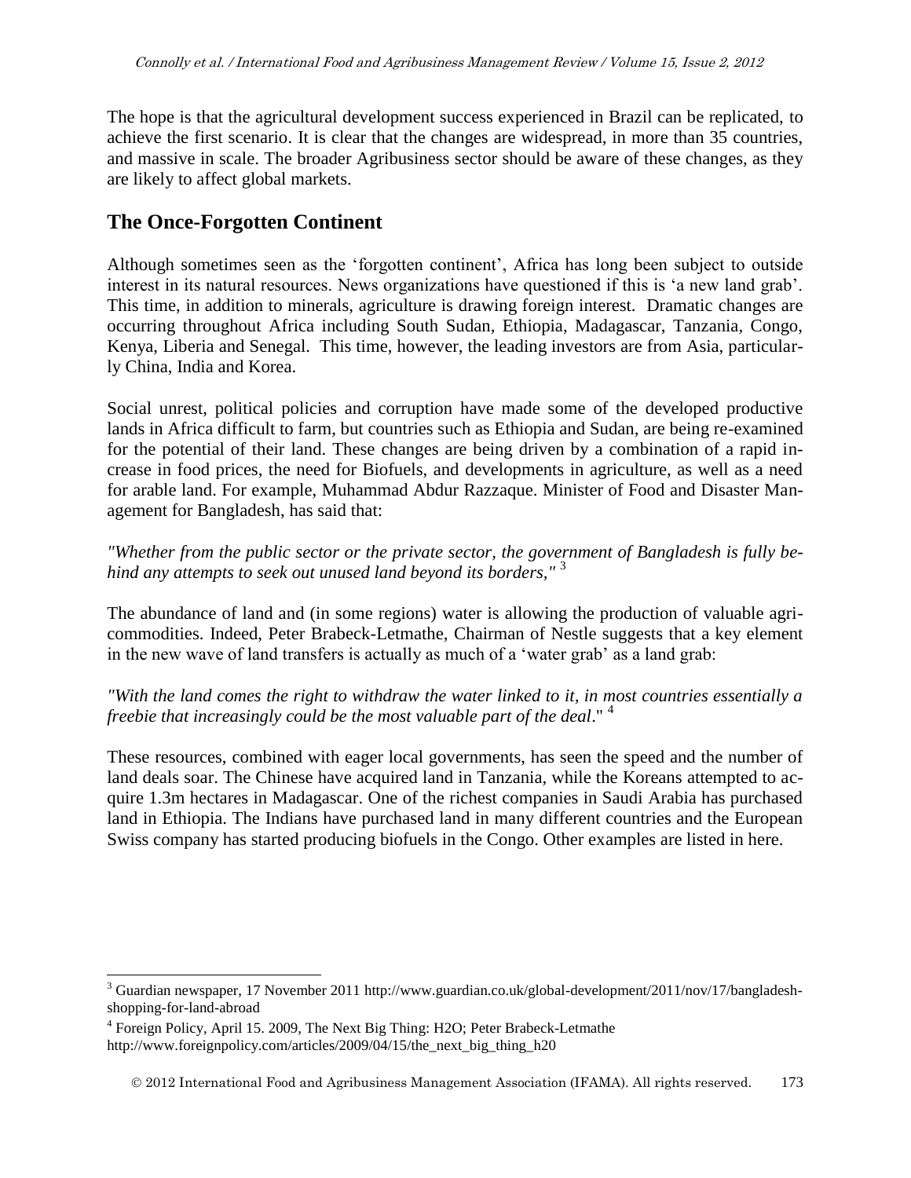The hope is that the agricultural development success experienced in Brazil can be replicated, to achieve the first scenario. It is clear that the changes are widespread, in more than 35 countries, and massive in scale. The broader Agribusiness sector should be aware of these changes, as they are likely to affect global markets.

## The Once-Forgotten Continent

Although sometimes seen as the 'forgotten continent', Africa has long been subject to outside interest in its natural resources. News organizations have questioned if this is 'a new land grab'. This time, in addition to minerals, agriculture is drawing foreign interest. Dramatic changes are occurring throughout Africa including South Sudan, Ethiopia, Madagascar, Tanzania, Congo, Kenya, Liberia and Senegal. This time, however, the leading investors are from Asia, particularly China, India and Korea.

Social unrest, political policies and corruption have made some of the developed productive lands in Africa difficult to farm, but countries such as Ethiopia and Sudan, are being re-examined for the potential of their land. These changes are being driven by a combination of a rapid increase in food prices, the need for Biofuels, and developments in agriculture, as well as a need for arable land. For example, Muhammad Abdur Razzaque. Minister of Food and Disaster Management for Bangladesh, has said that:

*"Whether from the public sector or the private sector, the government of Bangladesh is fully behind any attempts to seek out unused land beyond its borders,"* [3]

The abundance of land and (in some regions) water is allowing the production of valuable agri-commodities. Indeed, Peter Brabeck-Letmathe, Chairman of Nestle suggests that a key element in the new wave of land transfers is actually as much of a 'water grab' as a land grab:

*"With the land comes the right to withdraw the water linked to it, in most countries essentially a freebie that increasingly could be the most valuable part of the deal*." [4]

These resources, combined with eager local governments, has seen the speed and the number of land deals soar. The Chinese have acquired land in Tanzania, while the Koreans attempted to acquire 1.3m hectares in Madagascar. One of the richest companies in Saudi Arabia has purchased land in Ethiopia. The Indians have purchased land in many different countries and the European Swiss company has started producing biofuels in the Congo. Other examples are listed in here.

---

[3] Guardian newspaper, 17 November 2011 http://www.guardian.co.uk/global-development/2011/nov/17/bangladesh-shopping-for-land-abroad

[4] Foreign Policy, April 15. 2009, The Next Big Thing: H2O; Peter Brabeck-Letmathe http://www.foreignpolicy.com/articles/2009/04/15/the_next_big_thing_h20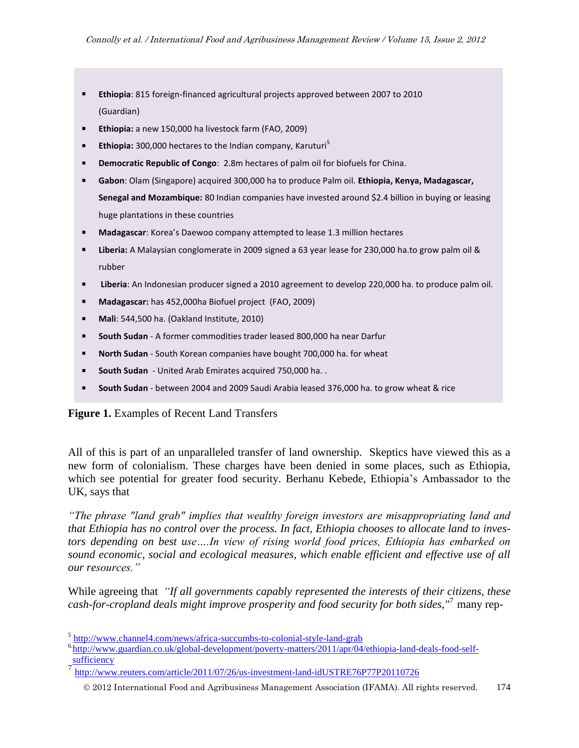- **Ethiopia**: 815 foreign-financed agricultural projects approved between 2007 to 2010 (Guardian)
- **Ethiopia:** a new 150,000 ha livestock farm (FAO, 2009)
- **Ethiopia:** 300,000 hectares to the Indian company, Karuturi[5]
- **Democratic Republic of Congo**: 2.8m hectares of palm oil for biofuels for China.
- **Gabon**: Olam (Singapore) acquired 300,000 ha to produce Palm oil. **Ethiopia, Kenya, Madagascar, Senegal and Mozambique:** 80 Indian companies have invested around $2.4 billion in buying or leasing huge plantations in these countries
- **Madagascar**: Korea's Daewoo company attempted to lease 1.3 million hectares
- **Liberia:** A Malaysian conglomerate in 2009 signed a 63 year lease for 230,000 ha.to grow palm oil & rubber
- **Liberia**: An Indonesian producer signed a 2010 agreement to develop 220,000 ha. to produce palm oil.
- **Madagascar:** has 452,000ha Biofuel project (FAO, 2009)
- **Mali**: 544,500 ha. (Oakland Institute, 2010)
- **South Sudan** - A former commodities trader leased 800,000 ha near Darfur
- **North Sudan** - South Korean companies have bought 700,000 ha. for wheat
- **South Sudan** - United Arab Emirates acquired 750,000 ha. .
- **South Sudan** - between 2004 and 2009 Saudi Arabia leased 376,000 ha. to grow wheat & rice

**Figure 1.** Examples of Recent Land Transfers

All of this is part of an unparalleled transfer of land ownership. Skeptics have viewed this as a new form of colonialism. These charges have been denied in some places, such as Ethiopia, which see potential for greater food security. Berhanu Kebede, Ethiopia's Ambassador to the UK, says that

*"The phrase "land grab" implies that wealthy foreign investors are misappropriating land and that Ethiopia has no control over the process. In fact, Ethiopia chooses to allocate land to investors depending on best use….In view of rising world food prices, Ethiopia has embarked on sound economic, social and ecological measures, which enable efficient and effective use of all our resources."*

While agreeing that *"If all governments capably represented the interests of their citizens, these cash-for-cropland deals might improve prosperity and food security for both sides,"*[7] many rep-

[5] http://www.channel4.com/news/africa-succumbs-to-colonial-style-land-grab

[6] http://www.guardian.co.uk/global-development/poverty-matters/2011/apr/04/ethiopia-land-deals-food-self-sufficiency

[7] http://www.reuters.com/article/2011/07/26/us-investment-land-idUSTRE76P77P20110726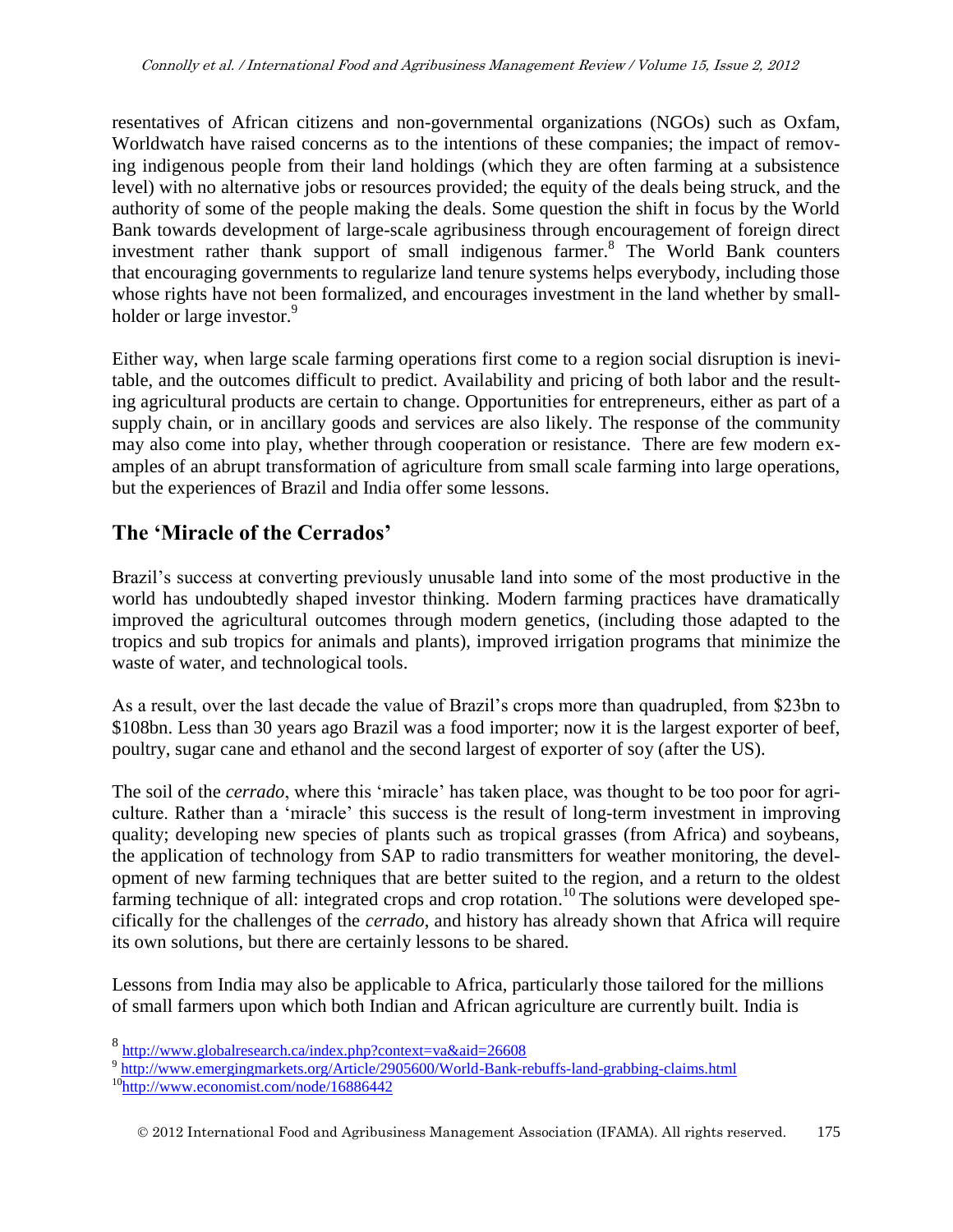resentatives of African citizens and non-governmental organizations (NGOs) such as Oxfam, Worldwatch have raised concerns as to the intentions of these companies; the impact of removing indigenous people from their land holdings (which they are often farming at a subsistence level) with no alternative jobs or resources provided; the equity of the deals being struck, and the authority of some of the people making the deals. Some question the shift in focus by the World Bank towards development of large-scale agribusiness through encouragement of foreign direct investment rather thank support of small indigenous farmer.[8] The World Bank counters that encouraging governments to regularize land tenure systems helps everybody, including those whose rights have not been formalized, and encourages investment in the land whether by smallholder or large investor.[9]

Either way, when large scale farming operations first come to a region social disruption is inevitable, and the outcomes difficult to predict. Availability and pricing of both labor and the resulting agricultural products are certain to change. Opportunities for entrepreneurs, either as part of a supply chain, or in ancillary goods and services are also likely. The response of the community may also come into play, whether through cooperation or resistance. There are few modern examples of an abrupt transformation of agriculture from small scale farming into large operations, but the experiences of Brazil and India offer some lessons.

## The 'Miracle of the Cerrados'

Brazil's success at converting previously unusable land into some of the most productive in the world has undoubtedly shaped investor thinking. Modern farming practices have dramatically improved the agricultural outcomes through modern genetics, (including those adapted to the tropics and sub tropics for animals and plants), improved irrigation programs that minimize the waste of water, and technological tools.

As a result, over the last decade the value of Brazil's crops more than quadrupled, from $23bn to $108bn. Less than 30 years ago Brazil was a food importer; now it is the largest exporter of beef, poultry, sugar cane and ethanol and the second largest of exporter of soy (after the US).

The soil of the *cerrado*, where this 'miracle' has taken place, was thought to be too poor for agriculture. Rather than a 'miracle' this success is the result of long-term investment in improving quality; developing new species of plants such as tropical grasses (from Africa) and soybeans, the application of technology from SAP to radio transmitters for weather monitoring, the development of new farming techniques that are better suited to the region, and a return to the oldest farming technique of all: integrated crops and crop rotation.[10] The solutions were developed specifically for the challenges of the *cerrado*, and history has already shown that Africa will require its own solutions, but there are certainly lessons to be shared.

Lessons from India may also be applicable to Africa, particularly those tailored for the millions of small farmers upon which both Indian and African agriculture are currently built. India is

---

[8] http://www.globalresearch.ca/index.php?context=va&aid=26608

[9] http://www.emergingmarkets.org/Article/2905600/World-Bank-rebuffs-land-grabbing-claims.html

[10] http://www.economist.com/node/16886442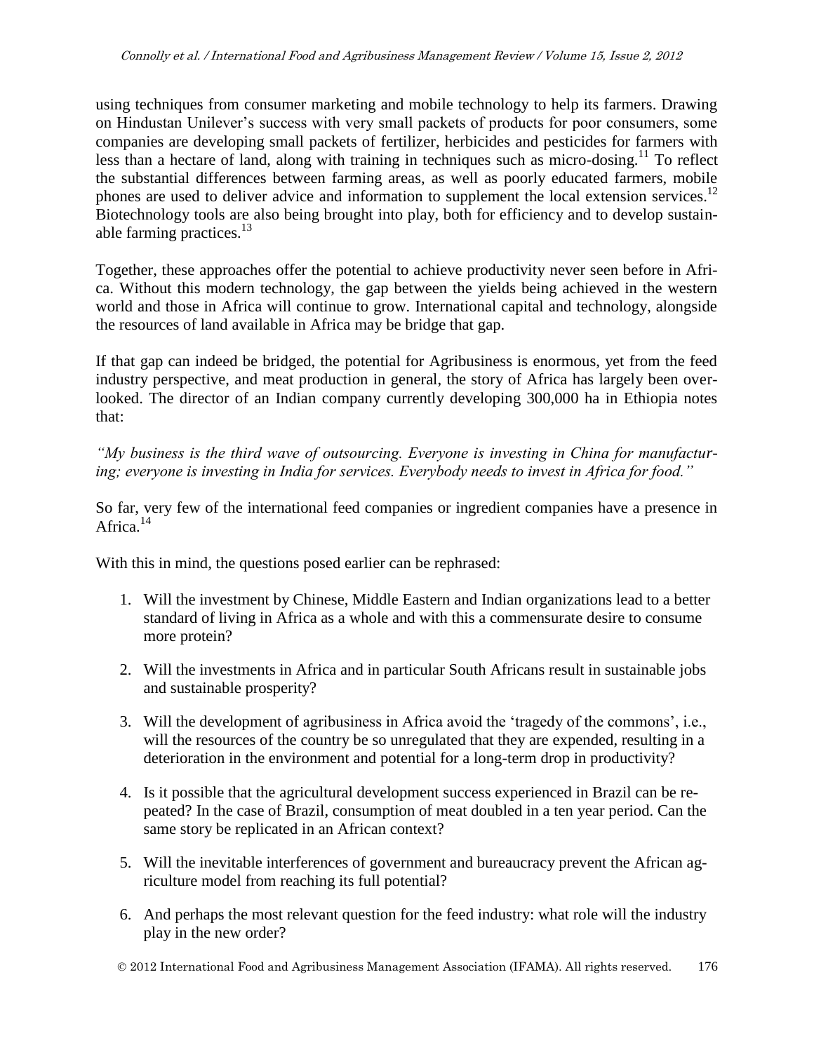using techniques from consumer marketing and mobile technology to help its farmers. Drawing on Hindustan Unilever's success with very small packets of products for poor consumers, some companies are developing small packets of fertilizer, herbicides and pesticides for farmers with less than a hectare of land, along with training in techniques such as micro-dosing.[11] To reflect the substantial differences between farming areas, as well as poorly educated farmers, mobile phones are used to deliver advice and information to supplement the local extension services.[12] Biotechnology tools are also being brought into play, both for efficiency and to develop sustainable farming practices.[13]

Together, these approaches offer the potential to achieve productivity never seen before in Africa. Without this modern technology, the gap between the yields being achieved in the western world and those in Africa will continue to grow. International capital and technology, alongside the resources of land available in Africa may be bridge that gap.

If that gap can indeed be bridged, the potential for Agribusiness is enormous, yet from the feed industry perspective, and meat production in general, the story of Africa has largely been overlooked. The director of an Indian company currently developing 300,000 ha in Ethiopia notes that:

*"My business is the third wave of outsourcing. Everyone is investing in China for manufacturing; everyone is investing in India for services. Everybody needs to invest in Africa for food."*

So far, very few of the international feed companies or ingredient companies have a presence in Africa.[14]

With this in mind, the questions posed earlier can be rephrased:

1. Will the investment by Chinese, Middle Eastern and Indian organizations lead to a better standard of living in Africa as a whole and with this a commensurate desire to consume more protein?

2. Will the investments in Africa and in particular South Africans result in sustainable jobs and sustainable prosperity?

3. Will the development of agribusiness in Africa avoid the 'tragedy of the commons', i.e., will the resources of the country be so unregulated that they are expended, resulting in a deterioration in the environment and potential for a long-term drop in productivity?

4. Is it possible that the agricultural development success experienced in Brazil can be repeated? In the case of Brazil, consumption of meat doubled in a ten year period. Can the same story be replicated in an African context?

5. Will the inevitable interferences of government and bureaucracy prevent the African agriculture model from reaching its full potential?

6. And perhaps the most relevant question for the feed industry: what role will the industry play in the new order?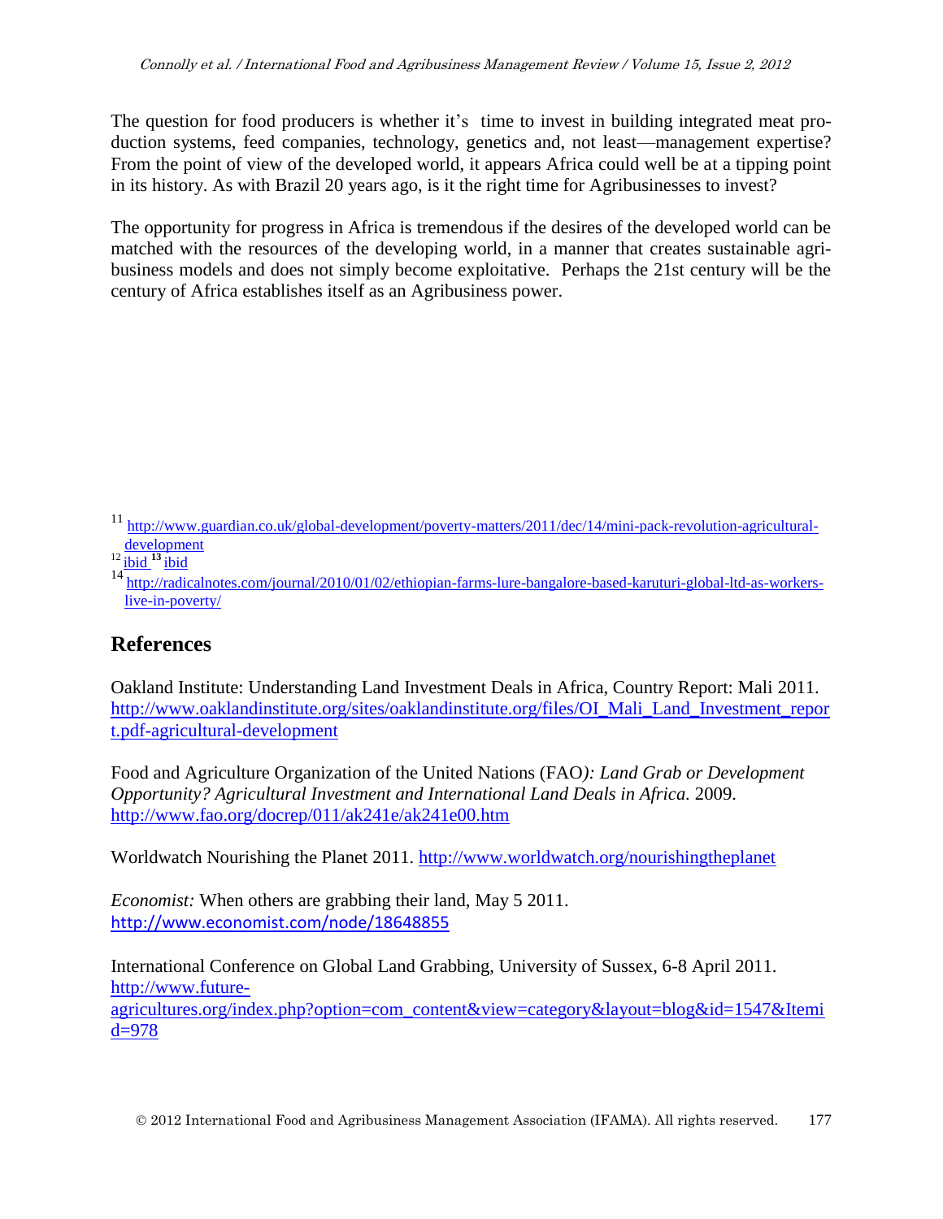The question for food producers is whether it's time to invest in building integrated meat production systems, feed companies, technology, genetics and, not least—management expertise? From the point of view of the developed world, it appears Africa could well be at a tipping point in its history. As with Brazil 20 years ago, is it the right time for Agribusinesses to invest?

The opportunity for progress in Africa is tremendous if the desires of the developed world can be matched with the resources of the developing world, in a manner that creates sustainable agribusiness models and does not simply become exploitative. Perhaps the 21st century will be the century of Africa establishes itself as an Agribusiness power.

[11] http://www.guardian.co.uk/global-development/poverty-matters/2011/dec/14/mini-pack-revolution-agricultural-development

[12] ibid [13] ibid

[14] http://radicalnotes.com/journal/2010/01/02/ethiopian-farms-lure-bangalore-based-karuturi-global-ltd-as-workers-live-in-poverty/

## References

Oakland Institute: Understanding Land Investment Deals in Africa, Country Report: Mali 2011. http://www.oaklandinstitute.org/sites/oaklandinstitute.org/files/OI_Mali_Land_Investment_report.pdf-agricultural-development

Food and Agriculture Organization of the United Nations (FAO*): Land Grab or Development Opportunity? Agricultural Investment and International Land Deals in Africa.* 2009. http://www.fao.org/docrep/011/ak241e/ak241e00.htm

Worldwatch Nourishing the Planet 2011. http://www.worldwatch.org/nourishingtheplanet

*Economist:* When others are grabbing their land, May 5 2011. http://www.economist.com/node/18648855

International Conference on Global Land Grabbing, University of Sussex, 6-8 April 2011. http://www.future-agricultures.org/index.php?option=com_content&view=category&layout=blog&id=1547&Itemid=978